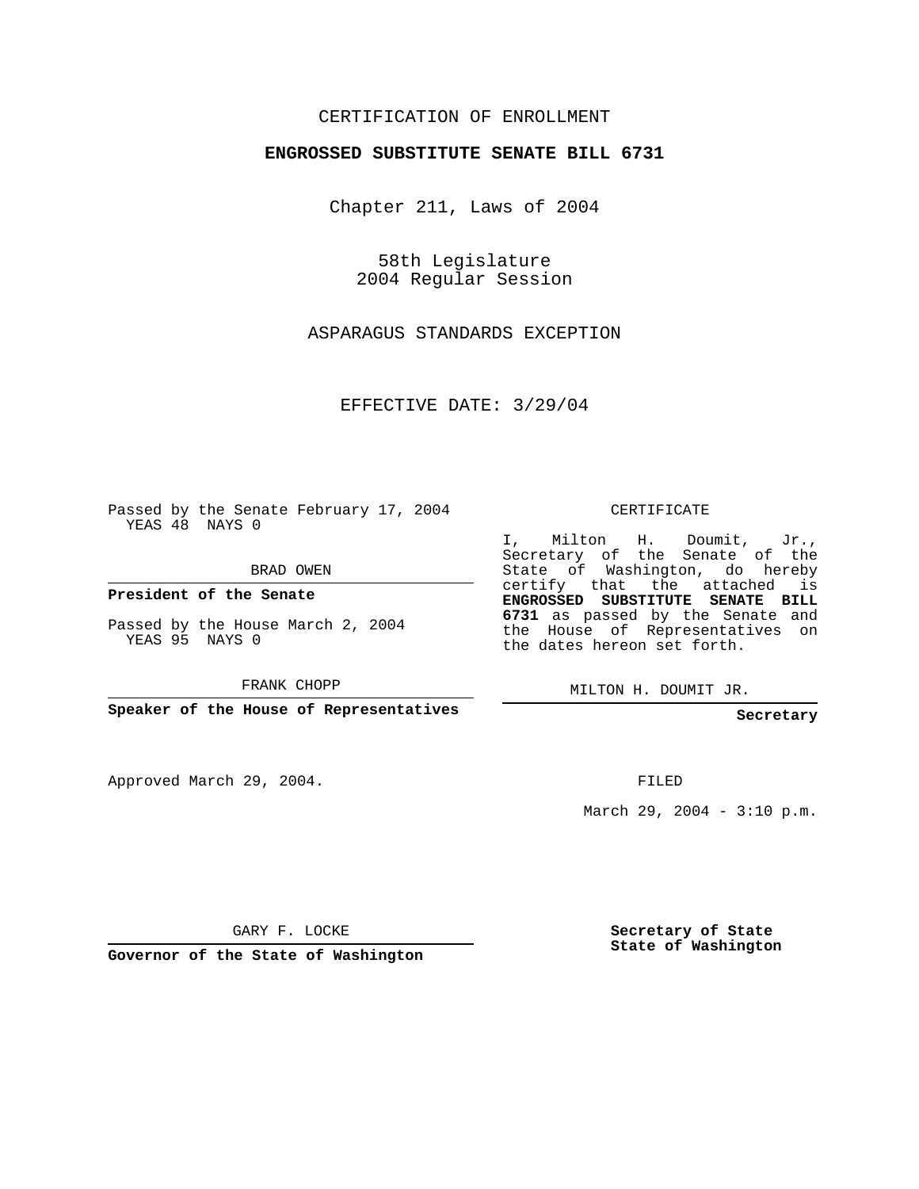CERTIFICATION OF ENROLLMENT

# ENGROSSED SUBSTITUTE SENATE BILL 6731

Chapter 211, Laws of 2004

58th Legislature
2004 Regular Session

ASPARAGUS STANDARDS EXCEPTION

EFFECTIVE DATE: 3/29/04

Passed by the Senate February 17, 2004
YEAS 48 NAYS 0

BRAD OWEN

**President of the Senate**

Passed by the House March 2, 2004
YEAS 95 NAYS 0

FRANK CHOPP

**Speaker of the House of Representatives**

Approved March 29, 2004.

GARY F. LOCKE

**Governor of the State of Washington**

CERTIFICATE

I, Milton H. Doumit, Jr., Secretary of the Senate of the State of Washington, do hereby certify that the attached is **ENGROSSED SUBSTITUTE SENATE BILL 6731** as passed by the Senate and the House of Representatives on the dates hereon set forth.

MILTON H. DOUMIT JR.

**Secretary**

FILED

March 29, 2004 - 3:10 p.m.

**Secretary of State**
**State of Washington**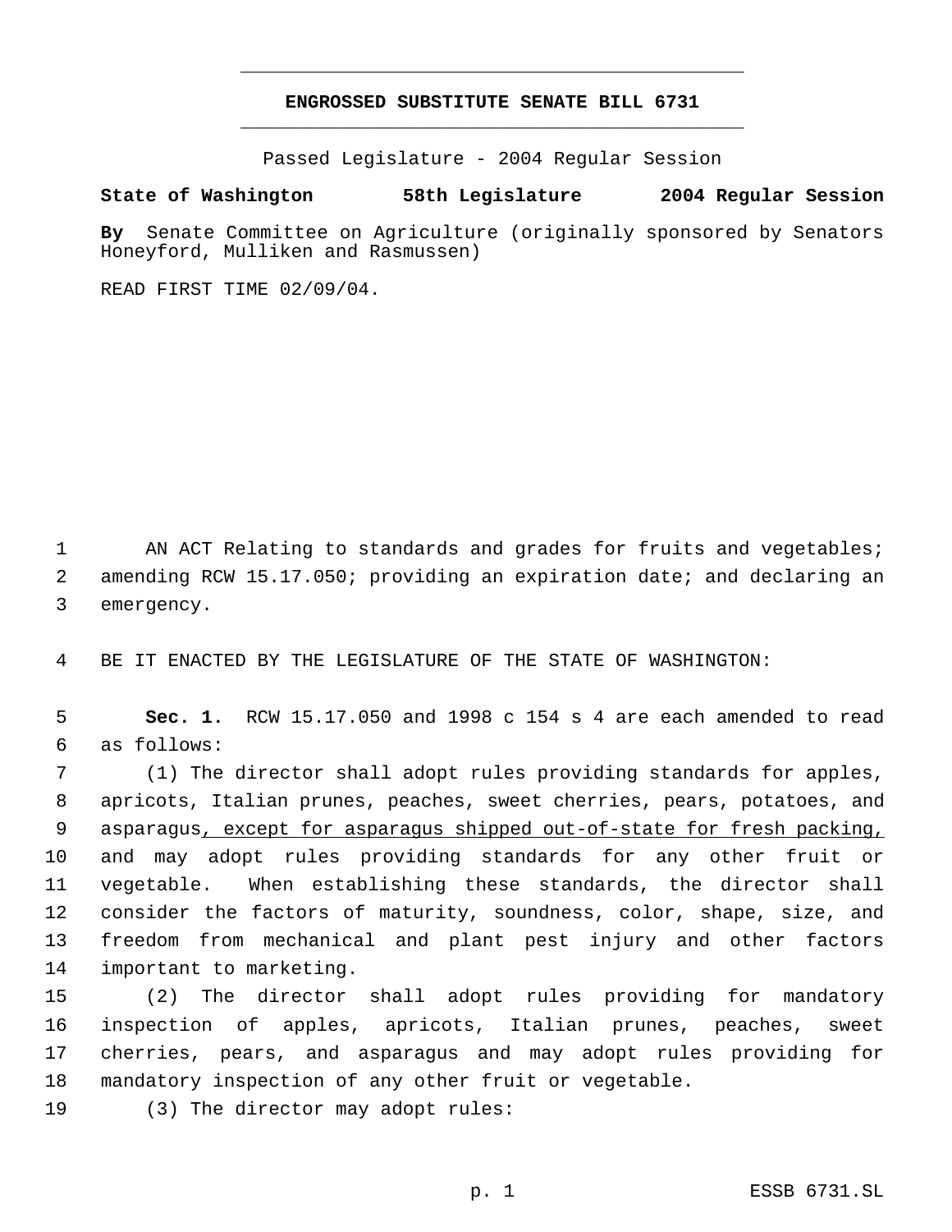# ENGROSSED SUBSTITUTE SENATE BILL 6731

Passed Legislature - 2004 Regular Session

**State of Washington 58th Legislature 2004 Regular Session**

**By** Senate Committee on Agriculture (originally sponsored by Senators Honeyford, Mulliken and Rasmussen)

READ FIRST TIME 02/09/04.

AN ACT Relating to standards and grades for fruits and vegetables; amending RCW 15.17.050; providing an expiration date; and declaring an emergency.

BE IT ENACTED BY THE LEGISLATURE OF THE STATE OF WASHINGTON:

**Sec. 1.** RCW 15.17.050 and 1998 c 154 s 4 are each amended to read as follows:

(1) The director shall adopt rules providing standards for apples, apricots, Italian prunes, peaches, sweet cherries, pears, potatoes, and asparagus<u>, except for asparagus shipped out-of-state for fresh packing,</u> and may adopt rules providing standards for any other fruit or vegetable. When establishing these standards, the director shall consider the factors of maturity, soundness, color, shape, size, and freedom from mechanical and plant pest injury and other factors important to marketing.

(2) The director shall adopt rules providing for mandatory inspection of apples, apricots, Italian prunes, peaches, sweet cherries, pears, and asparagus and may adopt rules providing for mandatory inspection of any other fruit or vegetable.

(3) The director may adopt rules: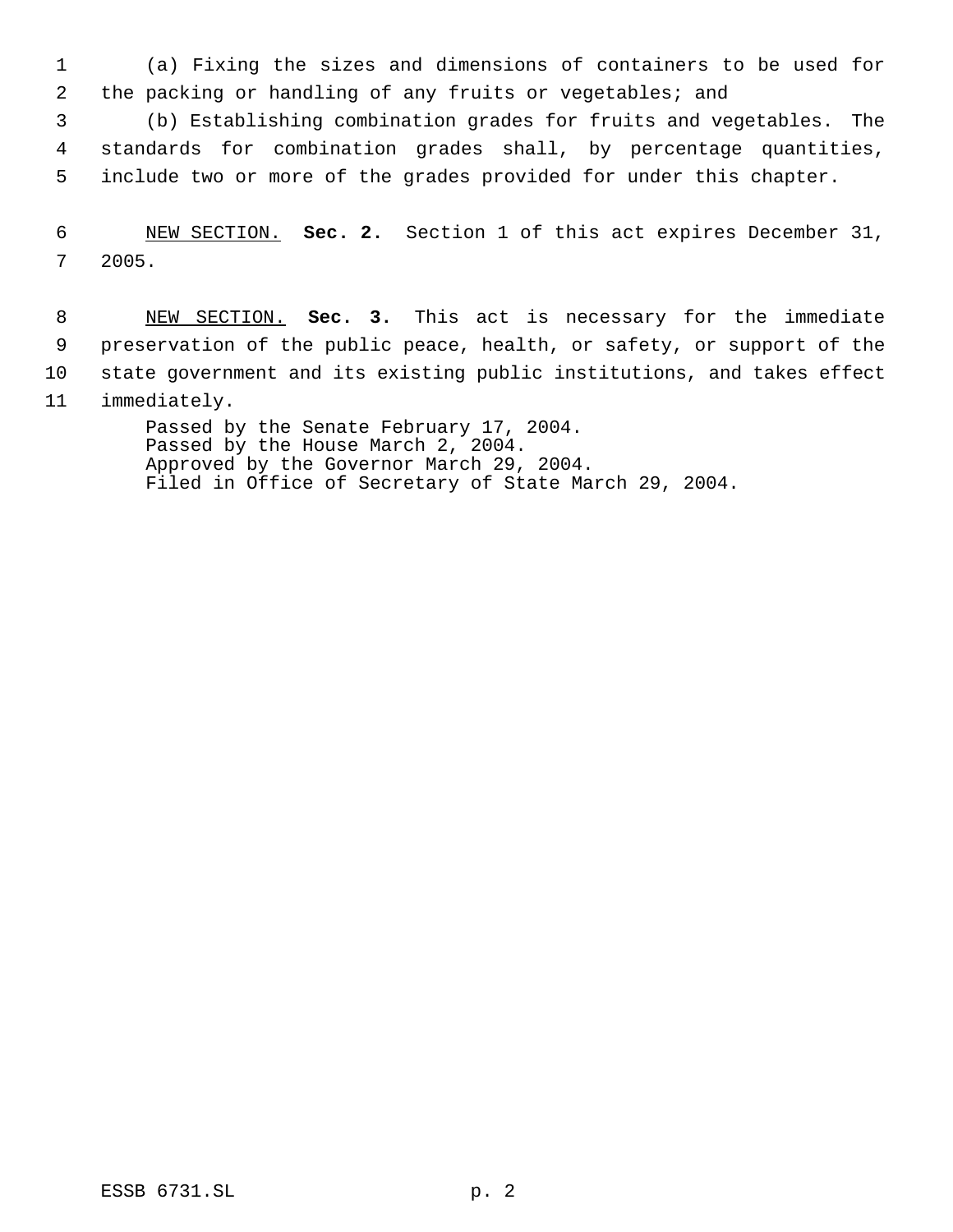(a) Fixing the sizes and dimensions of containers to be used for the packing or handling of any fruits or vegetables; and

(b) Establishing combination grades for fruits and vegetables. The standards for combination grades shall, by percentage quantities, include two or more of the grades provided for under this chapter.

NEW SECTION. **Sec. 2.** Section 1 of this act expires December 31, 2005.

NEW SECTION. **Sec. 3.** This act is necessary for the immediate preservation of the public peace, health, or safety, or support of the state government and its existing public institutions, and takes effect immediately.

Passed by the Senate February 17, 2004.
Passed by the House March 2, 2004.
Approved by the Governor March 29, 2004.
Filed in Office of Secretary of State March 29, 2004.